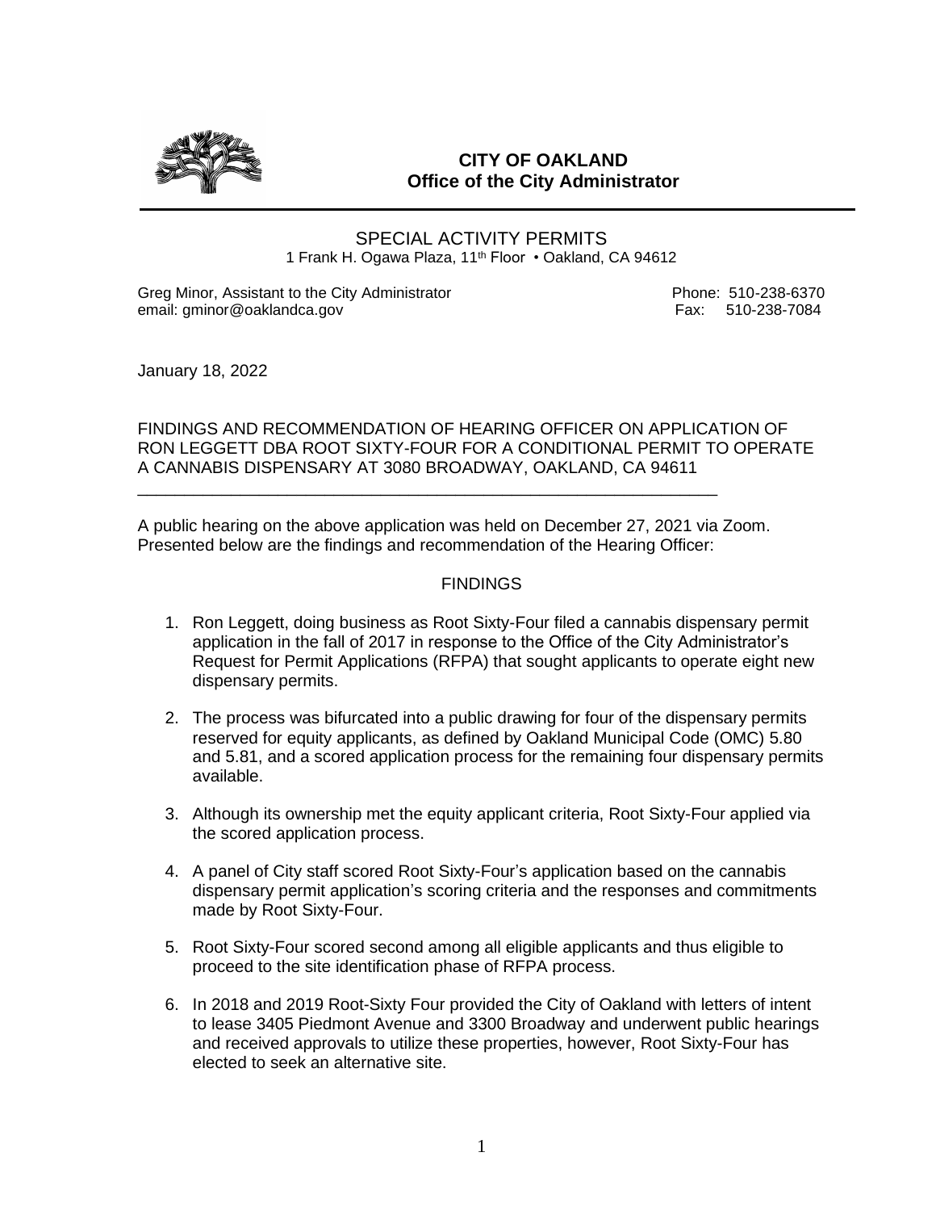**CITY OF OAKLAND**
**Office of the City Administrator**

SPECIAL ACTIVITY PERMITS
1 Frank H. Ogawa Plaza, 11th Floor • Oakland, CA 94612

Greg Minor, Assistant to the City Administrator Phone: 510-238-6370
email: gminor@oaklandca.gov Fax: 510-238-7084

January 18, 2022

FINDINGS AND RECOMMENDATION OF HEARING OFFICER ON APPLICATION OF RON LEGGETT DBA ROOT SIXTY-FOUR FOR A CONDITIONAL PERMIT TO OPERATE A CANNABIS DISPENSARY AT 3080 BROADWAY, OAKLAND, CA 94611

---

A public hearing on the above application was held on December 27, 2021 via Zoom. Presented below are the findings and recommendation of the Hearing Officer:

## FINDINGS

1. Ron Leggett, doing business as Root Sixty-Four filed a cannabis dispensary permit application in the fall of 2017 in response to the Office of the City Administrator's Request for Permit Applications (RFPA) that sought applicants to operate eight new dispensary permits.

2. The process was bifurcated into a public drawing for four of the dispensary permits reserved for equity applicants, as defined by Oakland Municipal Code (OMC) 5.80 and 5.81, and a scored application process for the remaining four dispensary permits available.

3. Although its ownership met the equity applicant criteria, Root Sixty-Four applied via the scored application process.

4. A panel of City staff scored Root Sixty-Four's application based on the cannabis dispensary permit application's scoring criteria and the responses and commitments made by Root Sixty-Four.

5. Root Sixty-Four scored second among all eligible applicants and thus eligible to proceed to the site identification phase of RFPA process.

6. In 2018 and 2019 Root-Sixty Four provided the City of Oakland with letters of intent to lease 3405 Piedmont Avenue and 3300 Broadway and underwent public hearings and received approvals to utilize these properties, however, Root Sixty-Four has elected to seek an alternative site.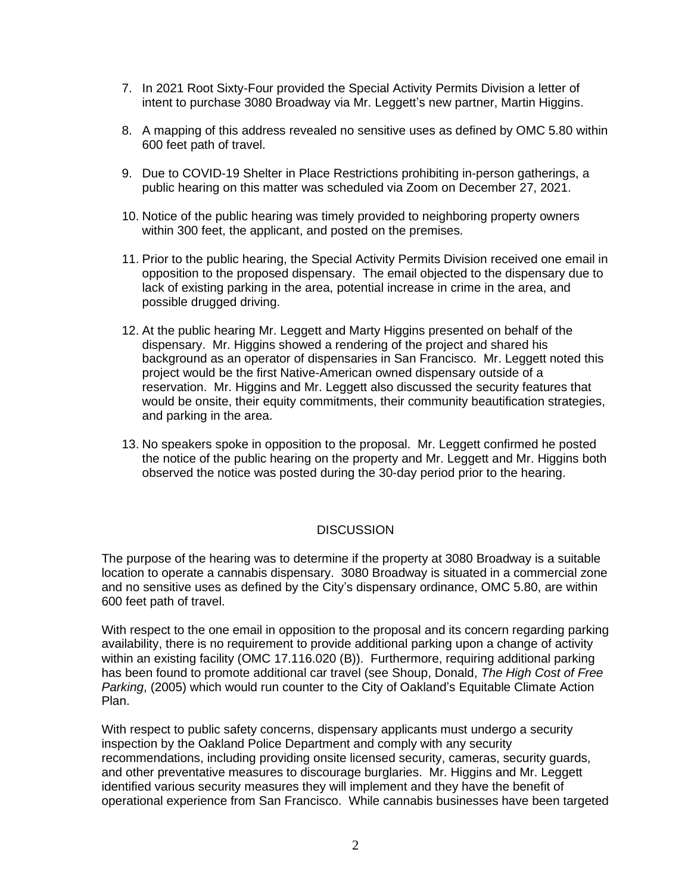7. In 2021 Root Sixty-Four provided the Special Activity Permits Division a letter of intent to purchase 3080 Broadway via Mr. Leggett's new partner, Martin Higgins.

8. A mapping of this address revealed no sensitive uses as defined by OMC 5.80 within 600 feet path of travel.

9. Due to COVID-19 Shelter in Place Restrictions prohibiting in-person gatherings, a public hearing on this matter was scheduled via Zoom on December 27, 2021.

10. Notice of the public hearing was timely provided to neighboring property owners within 300 feet, the applicant, and posted on the premises.

11. Prior to the public hearing, the Special Activity Permits Division received one email in opposition to the proposed dispensary. The email objected to the dispensary due to lack of existing parking in the area, potential increase in crime in the area, and possible drugged driving.

12. At the public hearing Mr. Leggett and Marty Higgins presented on behalf of the dispensary. Mr. Higgins showed a rendering of the project and shared his background as an operator of dispensaries in San Francisco. Mr. Leggett noted this project would be the first Native-American owned dispensary outside of a reservation. Mr. Higgins and Mr. Leggett also discussed the security features that would be onsite, their equity commitments, their community beautification strategies, and parking in the area.

13. No speakers spoke in opposition to the proposal. Mr. Leggett confirmed he posted the notice of the public hearing on the property and Mr. Leggett and Mr. Higgins both observed the notice was posted during the 30-day period prior to the hearing.

## DISCUSSION

The purpose of the hearing was to determine if the property at 3080 Broadway is a suitable location to operate a cannabis dispensary. 3080 Broadway is situated in a commercial zone and no sensitive uses as defined by the City's dispensary ordinance, OMC 5.80, are within 600 feet path of travel.

With respect to the one email in opposition to the proposal and its concern regarding parking availability, there is no requirement to provide additional parking upon a change of activity within an existing facility (OMC 17.116.020 (B)). Furthermore, requiring additional parking has been found to promote additional car travel (see Shoup, Donald, *The High Cost of Free Parking*, (2005) which would run counter to the City of Oakland's Equitable Climate Action Plan.

With respect to public safety concerns, dispensary applicants must undergo a security inspection by the Oakland Police Department and comply with any security recommendations, including providing onsite licensed security, cameras, security guards, and other preventative measures to discourage burglaries. Mr. Higgins and Mr. Leggett identified various security measures they will implement and they have the benefit of operational experience from San Francisco. While cannabis businesses have been targeted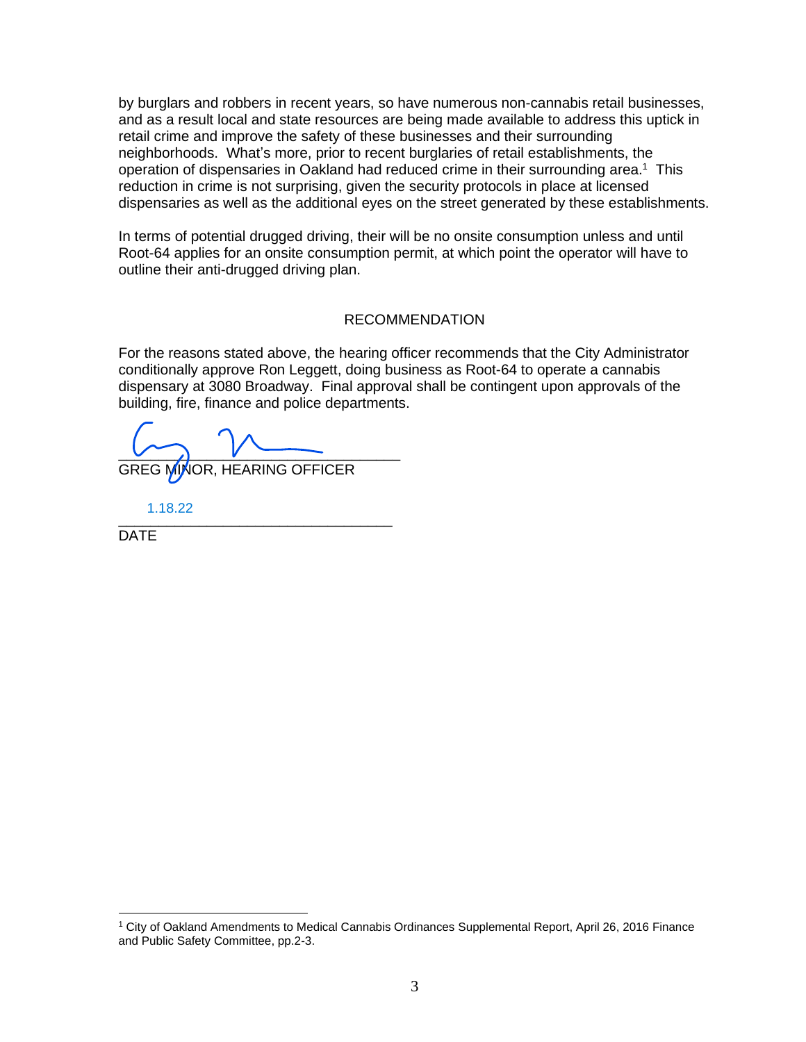by burglars and robbers in recent years, so have numerous non-cannabis retail businesses, and as a result local and state resources are being made available to address this uptick in retail crime and improve the safety of these businesses and their surrounding neighborhoods. What's more, prior to recent burglaries of retail establishments, the operation of dispensaries in Oakland had reduced crime in their surrounding area.[1] This reduction in crime is not surprising, given the security protocols in place at licensed dispensaries as well as the additional eyes on the street generated by these establishments.

In terms of potential drugged driving, their will be no onsite consumption unless and until Root-64 applies for an onsite consumption permit, at which point the operator will have to outline their anti-drugged driving plan.

## RECOMMENDATION

For the reasons stated above, the hearing officer recommends that the City Administrator conditionally approve Ron Leggett, doing business as Root-64 to operate a cannabis dispensary at 3080 Broadway. Final approval shall be contingent upon approvals of the building, fire, finance and police departments.

___________________________________
GREG MINOR, HEARING OFFICER

1.18.22
___________________________________
DATE

---

[1] City of Oakland Amendments to Medical Cannabis Ordinances Supplemental Report, April 26, 2016 Finance and Public Safety Committee, pp.2-3.